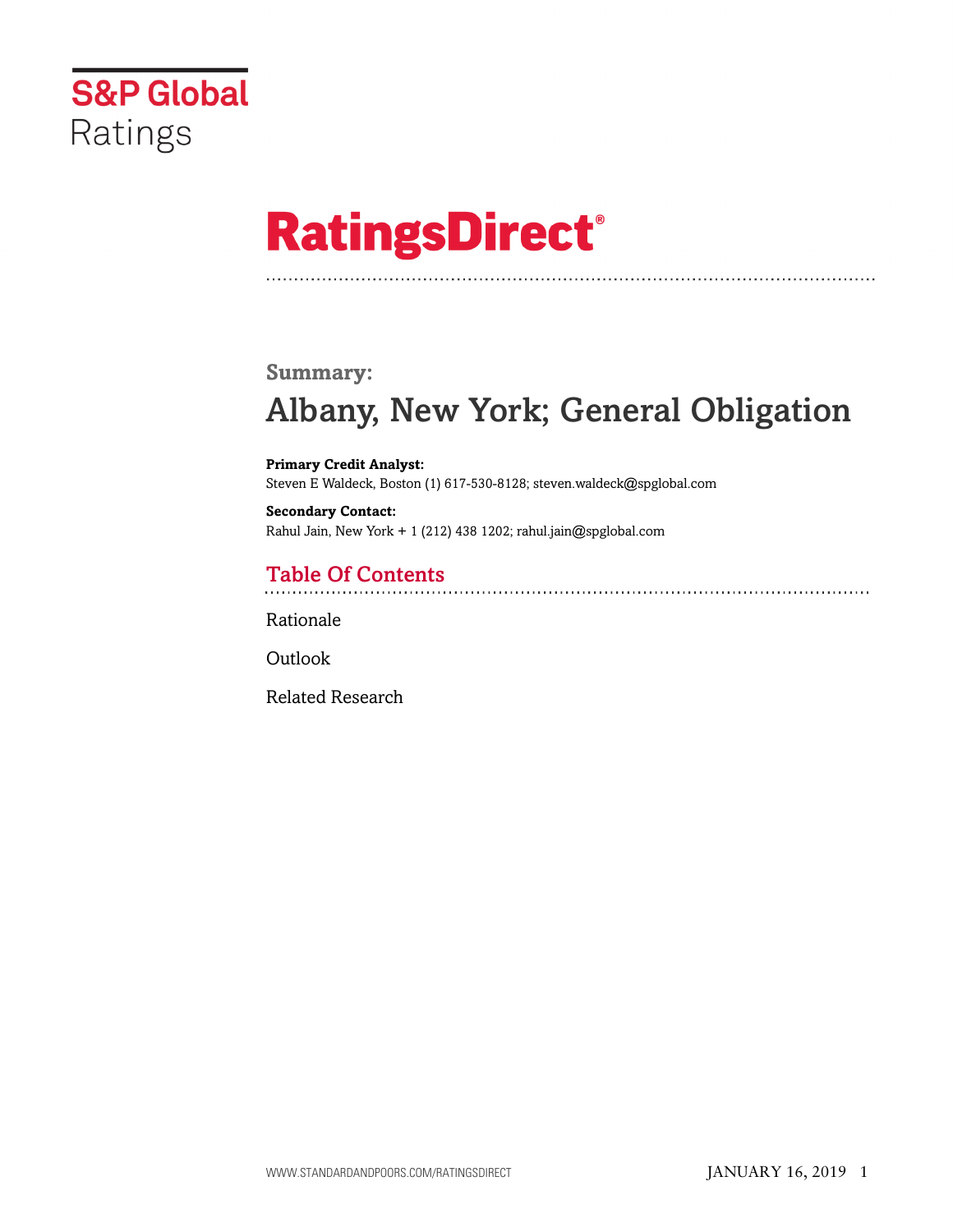S&P Global Ratings

# RatingsDirect®

## Summary:

# Albany, New York; General Obligation

**Primary Credit Analyst:**
Steven E Waldeck, Boston (1) 617-530-8128; steven.waldeck@spglobal.com

**Secondary Contact:**
Rahul Jain, New York + 1 (212) 438 1202; rahul.jain@spglobal.com

## Table Of Contents

Rationale

Outlook

Related Research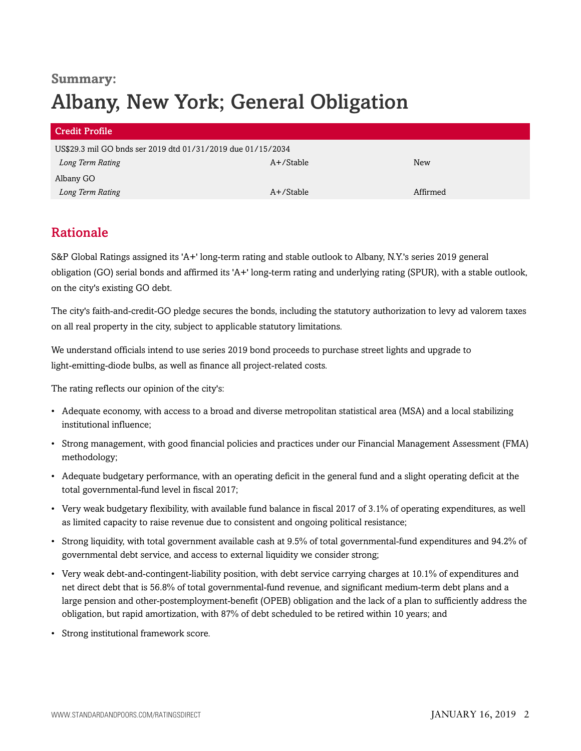**Summary:**

# Albany, New York; General Obligation

| Credit Profile | | |
|---|---|---|
| US$29.3 mil GO bnds ser 2019 dtd 01/31/2019 due 01/15/2034 | | |
| *Long Term Rating* | A+/Stable | New |
| Albany GO | | |
| *Long Term Rating* | A+/Stable | Affirmed |

## Rationale

S&P Global Ratings assigned its 'A+' long-term rating and stable outlook to Albany, N.Y.'s series 2019 general obligation (GO) serial bonds and affirmed its 'A+' long-term rating and underlying rating (SPUR), with a stable outlook, on the city's existing GO debt.

The city's faith-and-credit-GO pledge secures the bonds, including the statutory authorization to levy ad valorem taxes on all real property in the city, subject to applicable statutory limitations.

We understand officials intend to use series 2019 bond proceeds to purchase street lights and upgrade to light-emitting-diode bulbs, as well as finance all project-related costs.

The rating reflects our opinion of the city's:

- Adequate economy, with access to a broad and diverse metropolitan statistical area (MSA) and a local stabilizing institutional influence;
- Strong management, with good financial policies and practices under our Financial Management Assessment (FMA) methodology;
- Adequate budgetary performance, with an operating deficit in the general fund and a slight operating deficit at the total governmental-fund level in fiscal 2017;
- Very weak budgetary flexibility, with available fund balance in fiscal 2017 of 3.1% of operating expenditures, as well as limited capacity to raise revenue due to consistent and ongoing political resistance;
- Strong liquidity, with total government available cash at 9.5% of total governmental-fund expenditures and 94.2% of governmental debt service, and access to external liquidity we consider strong;
- Very weak debt-and-contingent-liability position, with debt service carrying charges at 10.1% of expenditures and net direct debt that is 56.8% of total governmental-fund revenue, and significant medium-term debt plans and a large pension and other-postemployment-benefit (OPEB) obligation and the lack of a plan to sufficiently address the obligation, but rapid amortization, with 87% of debt scheduled to be retired within 10 years; and
- Strong institutional framework score.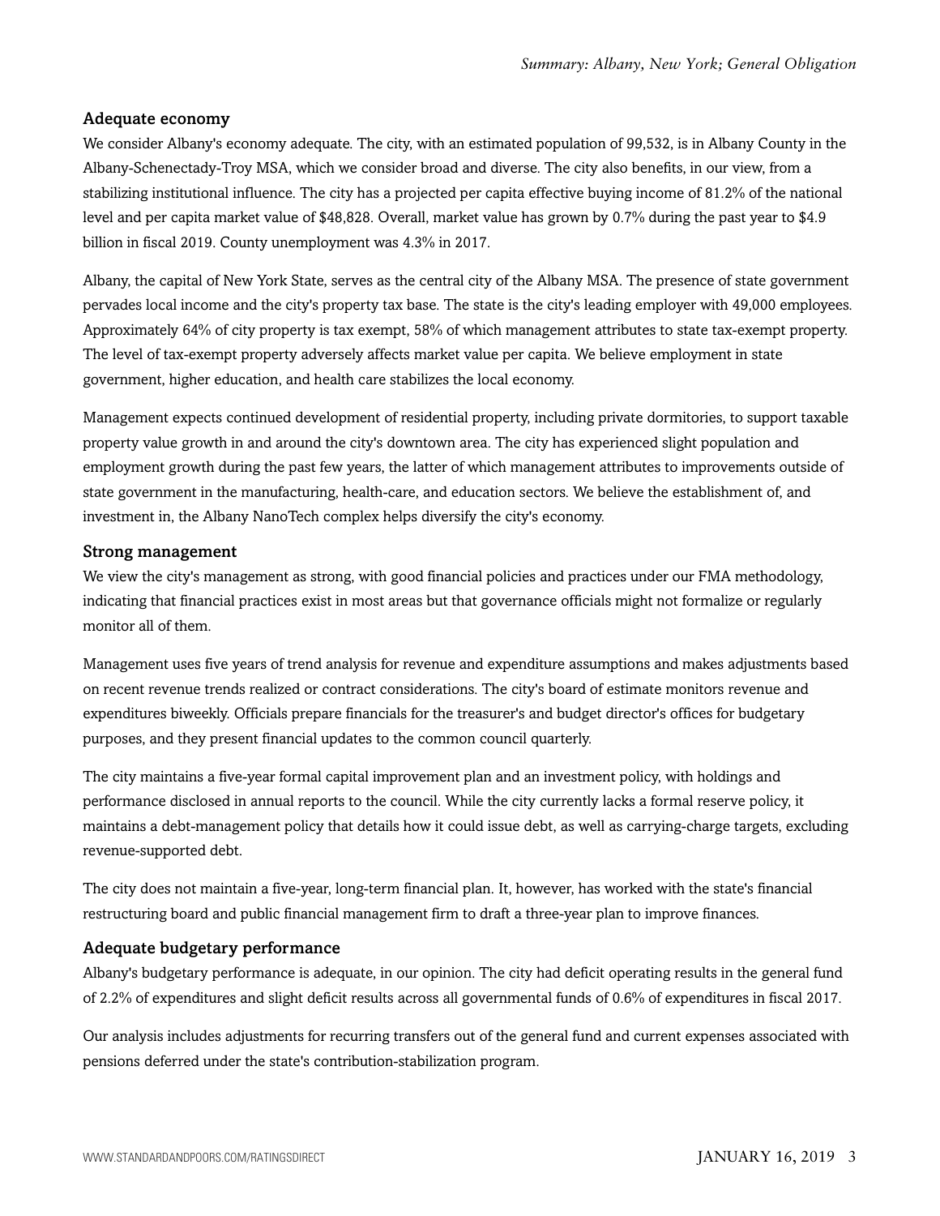### Adequate economy

We consider Albany's economy adequate. The city, with an estimated population of 99,532, is in Albany County in the Albany-Schenectady-Troy MSA, which we consider broad and diverse. The city also benefits, in our view, from a stabilizing institutional influence. The city has a projected per capita effective buying income of 81.2% of the national level and per capita market value of $48,828. Overall, market value has grown by 0.7% during the past year to $4.9 billion in fiscal 2019. County unemployment was 4.3% in 2017.

Albany, the capital of New York State, serves as the central city of the Albany MSA. The presence of state government pervades local income and the city's property tax base. The state is the city's leading employer with 49,000 employees. Approximately 64% of city property is tax exempt, 58% of which management attributes to state tax-exempt property. The level of tax-exempt property adversely affects market value per capita. We believe employment in state government, higher education, and health care stabilizes the local economy.

Management expects continued development of residential property, including private dormitories, to support taxable property value growth in and around the city's downtown area. The city has experienced slight population and employment growth during the past few years, the latter of which management attributes to improvements outside of state government in the manufacturing, health-care, and education sectors. We believe the establishment of, and investment in, the Albany NanoTech complex helps diversify the city's economy.

### Strong management

We view the city's management as strong, with good financial policies and practices under our FMA methodology, indicating that financial practices exist in most areas but that governance officials might not formalize or regularly monitor all of them.

Management uses five years of trend analysis for revenue and expenditure assumptions and makes adjustments based on recent revenue trends realized or contract considerations. The city's board of estimate monitors revenue and expenditures biweekly. Officials prepare financials for the treasurer's and budget director's offices for budgetary purposes, and they present financial updates to the common council quarterly.

The city maintains a five-year formal capital improvement plan and an investment policy, with holdings and performance disclosed in annual reports to the council. While the city currently lacks a formal reserve policy, it maintains a debt-management policy that details how it could issue debt, as well as carrying-charge targets, excluding revenue-supported debt.

The city does not maintain a five-year, long-term financial plan. It, however, has worked with the state's financial restructuring board and public financial management firm to draft a three-year plan to improve finances.

### Adequate budgetary performance

Albany's budgetary performance is adequate, in our opinion. The city had deficit operating results in the general fund of 2.2% of expenditures and slight deficit results across all governmental funds of 0.6% of expenditures in fiscal 2017.

Our analysis includes adjustments for recurring transfers out of the general fund and current expenses associated with pensions deferred under the state's contribution-stabilization program.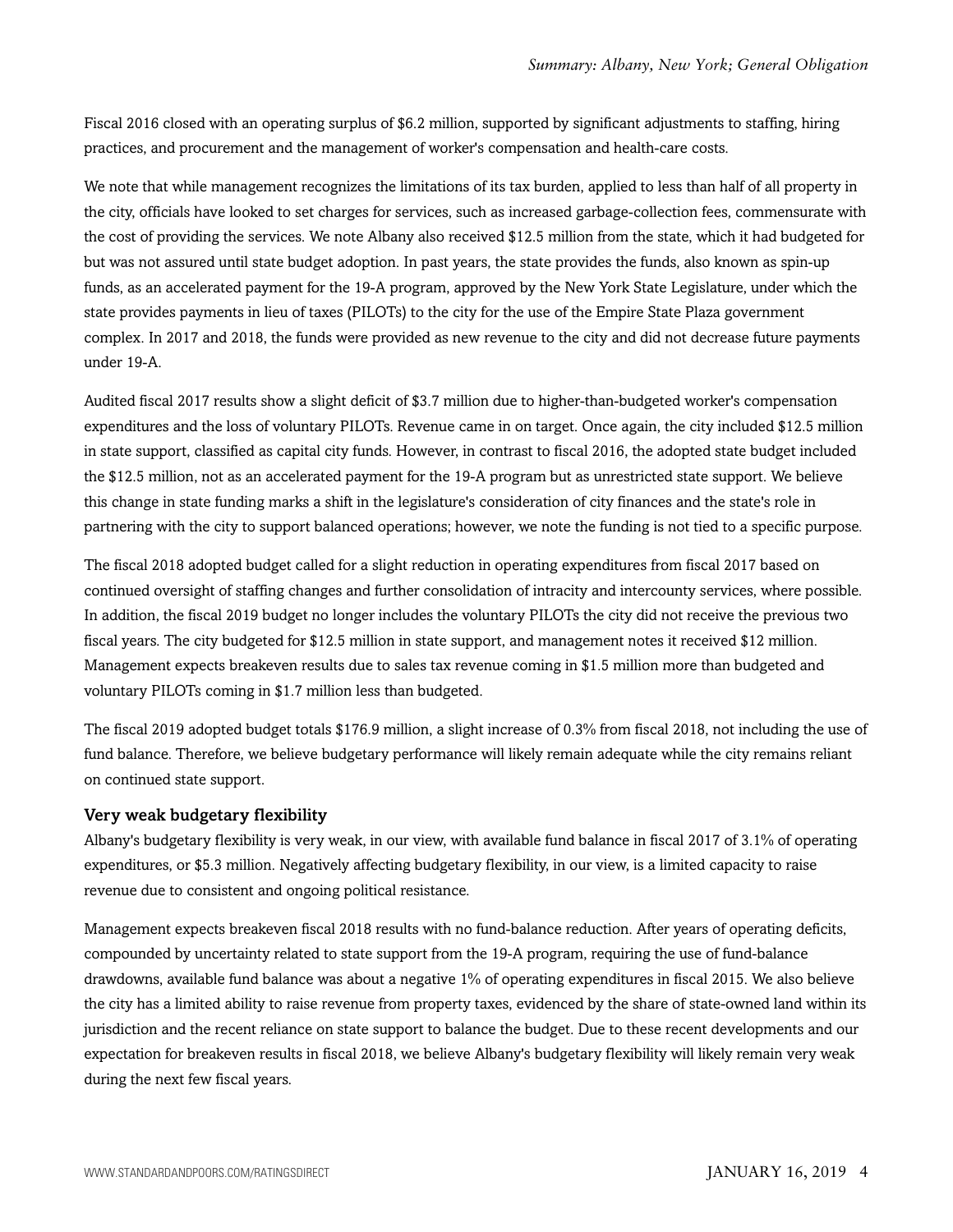Fiscal 2016 closed with an operating surplus of $6.2 million, supported by significant adjustments to staffing, hiring practices, and procurement and the management of worker's compensation and health-care costs.

We note that while management recognizes the limitations of its tax burden, applied to less than half of all property in the city, officials have looked to set charges for services, such as increased garbage-collection fees, commensurate with the cost of providing the services. We note Albany also received $12.5 million from the state, which it had budgeted for but was not assured until state budget adoption. In past years, the state provides the funds, also known as spin-up funds, as an accelerated payment for the 19-A program, approved by the New York State Legislature, under which the state provides payments in lieu of taxes (PILOTs) to the city for the use of the Empire State Plaza government complex. In 2017 and 2018, the funds were provided as new revenue to the city and did not decrease future payments under 19-A.

Audited fiscal 2017 results show a slight deficit of $3.7 million due to higher-than-budgeted worker's compensation expenditures and the loss of voluntary PILOTs. Revenue came in on target. Once again, the city included $12.5 million in state support, classified as capital city funds. However, in contrast to fiscal 2016, the adopted state budget included the $12.5 million, not as an accelerated payment for the 19-A program but as unrestricted state support. We believe this change in state funding marks a shift in the legislature's consideration of city finances and the state's role in partnering with the city to support balanced operations; however, we note the funding is not tied to a specific purpose.

The fiscal 2018 adopted budget called for a slight reduction in operating expenditures from fiscal 2017 based on continued oversight of staffing changes and further consolidation of intracity and intercounty services, where possible. In addition, the fiscal 2019 budget no longer includes the voluntary PILOTs the city did not receive the previous two fiscal years. The city budgeted for $12.5 million in state support, and management notes it received $12 million. Management expects breakeven results due to sales tax revenue coming in $1.5 million more than budgeted and voluntary PILOTs coming in $1.7 million less than budgeted.

The fiscal 2019 adopted budget totals $176.9 million, a slight increase of 0.3% from fiscal 2018, not including the use of fund balance. Therefore, we believe budgetary performance will likely remain adequate while the city remains reliant on continued state support.

### Very weak budgetary flexibility

Albany's budgetary flexibility is very weak, in our view, with available fund balance in fiscal 2017 of 3.1% of operating expenditures, or $5.3 million. Negatively affecting budgetary flexibility, in our view, is a limited capacity to raise revenue due to consistent and ongoing political resistance.

Management expects breakeven fiscal 2018 results with no fund-balance reduction. After years of operating deficits, compounded by uncertainty related to state support from the 19-A program, requiring the use of fund-balance drawdowns, available fund balance was about a negative 1% of operating expenditures in fiscal 2015. We also believe the city has a limited ability to raise revenue from property taxes, evidenced by the share of state-owned land within its jurisdiction and the recent reliance on state support to balance the budget. Due to these recent developments and our expectation for breakeven results in fiscal 2018, we believe Albany's budgetary flexibility will likely remain very weak during the next few fiscal years.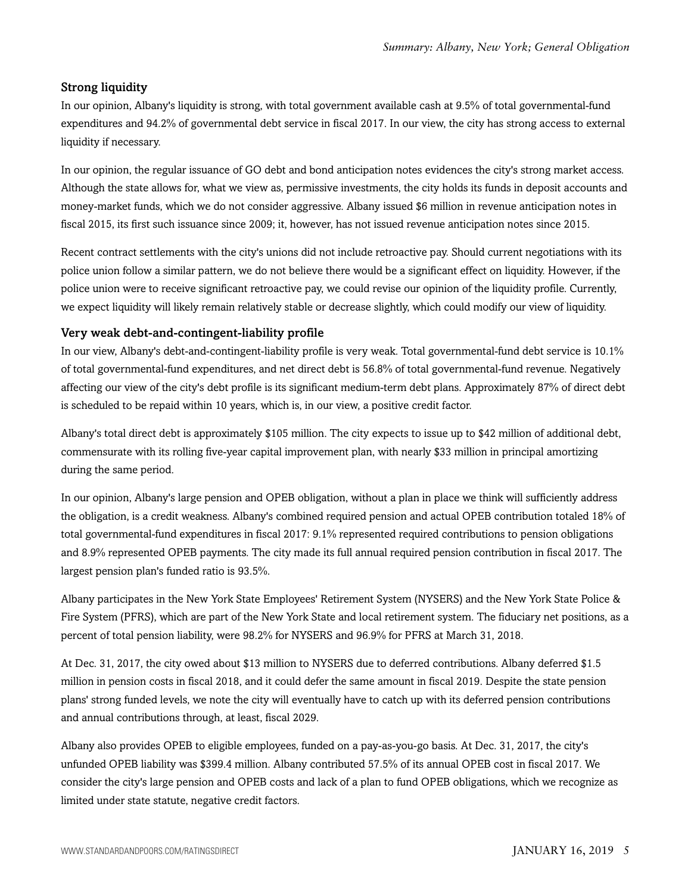### Strong liquidity

In our opinion, Albany's liquidity is strong, with total government available cash at 9.5% of total governmental-fund expenditures and 94.2% of governmental debt service in fiscal 2017. In our view, the city has strong access to external liquidity if necessary.

In our opinion, the regular issuance of GO debt and bond anticipation notes evidences the city's strong market access. Although the state allows for, what we view as, permissive investments, the city holds its funds in deposit accounts and money-market funds, which we do not consider aggressive. Albany issued $6 million in revenue anticipation notes in fiscal 2015, its first such issuance since 2009; it, however, has not issued revenue anticipation notes since 2015.

Recent contract settlements with the city's unions did not include retroactive pay. Should current negotiations with its police union follow a similar pattern, we do not believe there would be a significant effect on liquidity. However, if the police union were to receive significant retroactive pay, we could revise our opinion of the liquidity profile. Currently, we expect liquidity will likely remain relatively stable or decrease slightly, which could modify our view of liquidity.

### Very weak debt-and-contingent-liability profile

In our view, Albany's debt-and-contingent-liability profile is very weak. Total governmental-fund debt service is 10.1% of total governmental-fund expenditures, and net direct debt is 56.8% of total governmental-fund revenue. Negatively affecting our view of the city's debt profile is its significant medium-term debt plans. Approximately 87% of direct debt is scheduled to be repaid within 10 years, which is, in our view, a positive credit factor.

Albany's total direct debt is approximately $105 million. The city expects to issue up to $42 million of additional debt, commensurate with its rolling five-year capital improvement plan, with nearly $33 million in principal amortizing during the same period.

In our opinion, Albany's large pension and OPEB obligation, without a plan in place we think will sufficiently address the obligation, is a credit weakness. Albany's combined required pension and actual OPEB contribution totaled 18% of total governmental-fund expenditures in fiscal 2017: 9.1% represented required contributions to pension obligations and 8.9% represented OPEB payments. The city made its full annual required pension contribution in fiscal 2017. The largest pension plan's funded ratio is 93.5%.

Albany participates in the New York State Employees' Retirement System (NYSERS) and the New York State Police & Fire System (PFRS), which are part of the New York State and local retirement system. The fiduciary net positions, as a percent of total pension liability, were 98.2% for NYSERS and 96.9% for PFRS at March 31, 2018.

At Dec. 31, 2017, the city owed about $13 million to NYSERS due to deferred contributions. Albany deferred $1.5 million in pension costs in fiscal 2018, and it could defer the same amount in fiscal 2019. Despite the state pension plans' strong funded levels, we note the city will eventually have to catch up with its deferred pension contributions and annual contributions through, at least, fiscal 2029.

Albany also provides OPEB to eligible employees, funded on a pay-as-you-go basis. At Dec. 31, 2017, the city's unfunded OPEB liability was $399.4 million. Albany contributed 57.5% of its annual OPEB cost in fiscal 2017. We consider the city's large pension and OPEB costs and lack of a plan to fund OPEB obligations, which we recognize as limited under state statute, negative credit factors.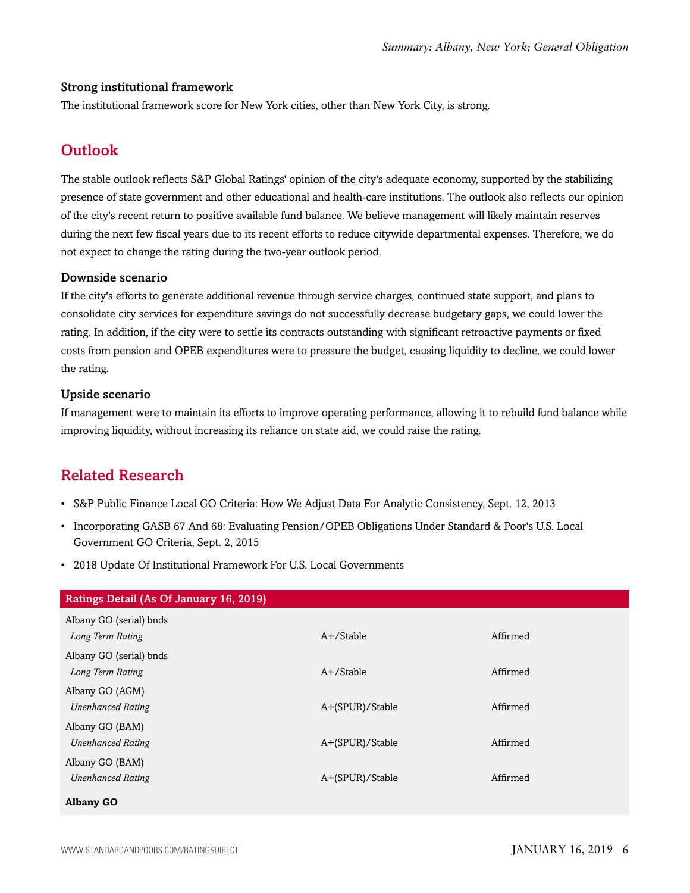### Strong institutional framework

The institutional framework score for New York cities, other than New York City, is strong.

## Outlook

The stable outlook reflects S&P Global Ratings' opinion of the city's adequate economy, supported by the stabilizing presence of state government and other educational and health-care institutions. The outlook also reflects our opinion of the city's recent return to positive available fund balance. We believe management will likely maintain reserves during the next few fiscal years due to its recent efforts to reduce citywide departmental expenses. Therefore, we do not expect to change the rating during the two-year outlook period.

### Downside scenario

If the city's efforts to generate additional revenue through service charges, continued state support, and plans to consolidate city services for expenditure savings do not successfully decrease budgetary gaps, we could lower the rating. In addition, if the city were to settle its contracts outstanding with significant retroactive payments or fixed costs from pension and OPEB expenditures were to pressure the budget, causing liquidity to decline, we could lower the rating.

### Upside scenario

If management were to maintain its efforts to improve operating performance, allowing it to rebuild fund balance while improving liquidity, without increasing its reliance on state aid, we could raise the rating.

## Related Research

- S&P Public Finance Local GO Criteria: How We Adjust Data For Analytic Consistency, Sept. 12, 2013
- Incorporating GASB 67 And 68: Evaluating Pension/OPEB Obligations Under Standard & Poor's U.S. Local Government GO Criteria, Sept. 2, 2015
- 2018 Update Of Institutional Framework For U.S. Local Governments

| Ratings Detail (As Of January 16, 2019) | | |
|---|---|---|
| Albany GO (serial) bnds | | |
| *Long Term Rating* | A+/Stable | Affirmed |
| Albany GO (serial) bnds | | |
| *Long Term Rating* | A+/Stable | Affirmed |
| Albany GO (AGM) | | |
| *Unenhanced Rating* | A+(SPUR)/Stable | Affirmed |
| Albany GO (BAM) | | |
| *Unenhanced Rating* | A+(SPUR)/Stable | Affirmed |
| Albany GO (BAM) | | |
| *Unenhanced Rating* | A+(SPUR)/Stable | Affirmed |
| **Albany GO** | | |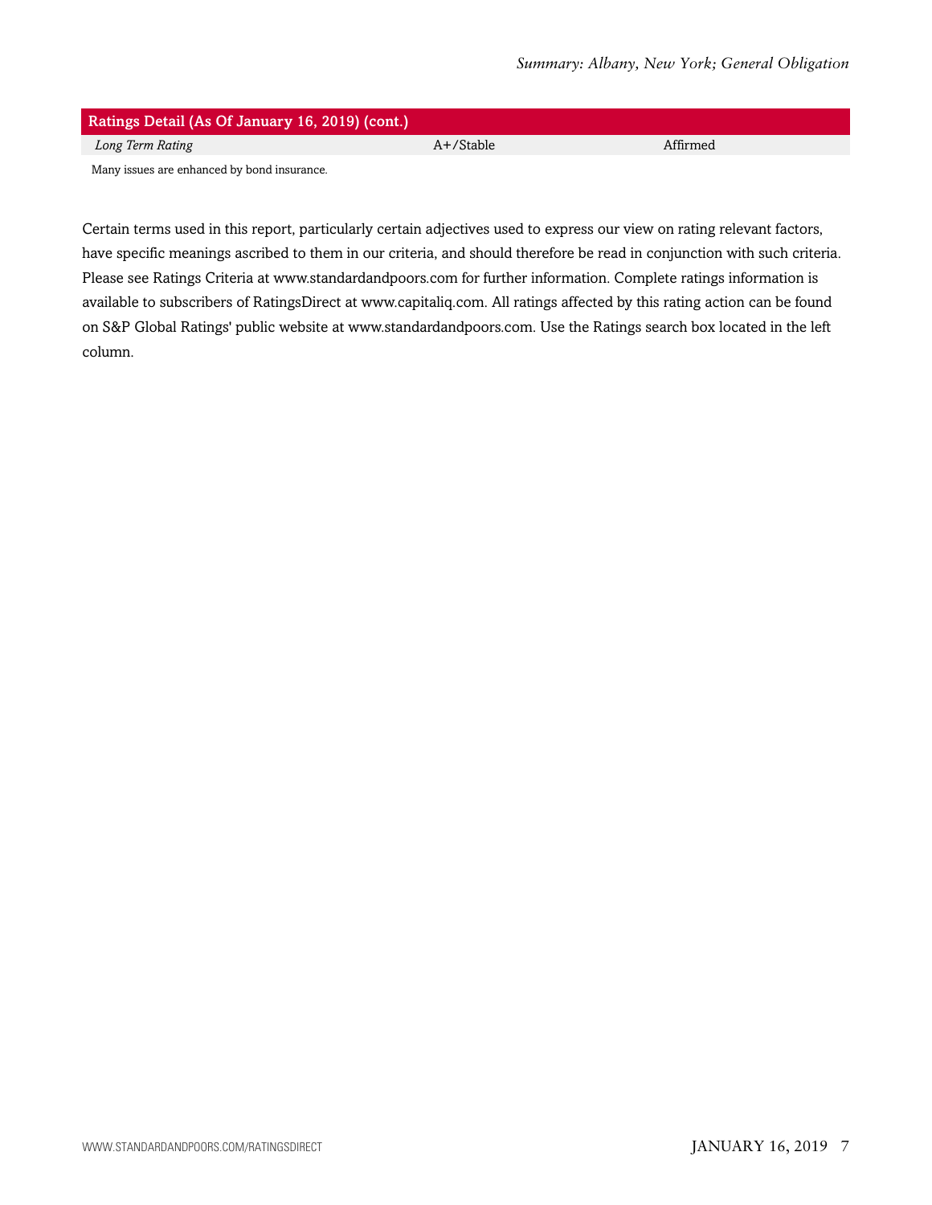| Ratings Detail (As Of January 16, 2019) (cont.) | | |
| --- | --- | --- |
| *Long Term Rating* | A+/Stable | Affirmed |

Many issues are enhanced by bond insurance.

Certain terms used in this report, particularly certain adjectives used to express our view on rating relevant factors, have specific meanings ascribed to them in our criteria, and should therefore be read in conjunction with such criteria. Please see Ratings Criteria at www.standardandpoors.com for further information. Complete ratings information is available to subscribers of RatingsDirect at www.capitaliq.com. All ratings affected by this rating action can be found on S&P Global Ratings' public website at www.standardandpoors.com. Use the Ratings search box located in the left column.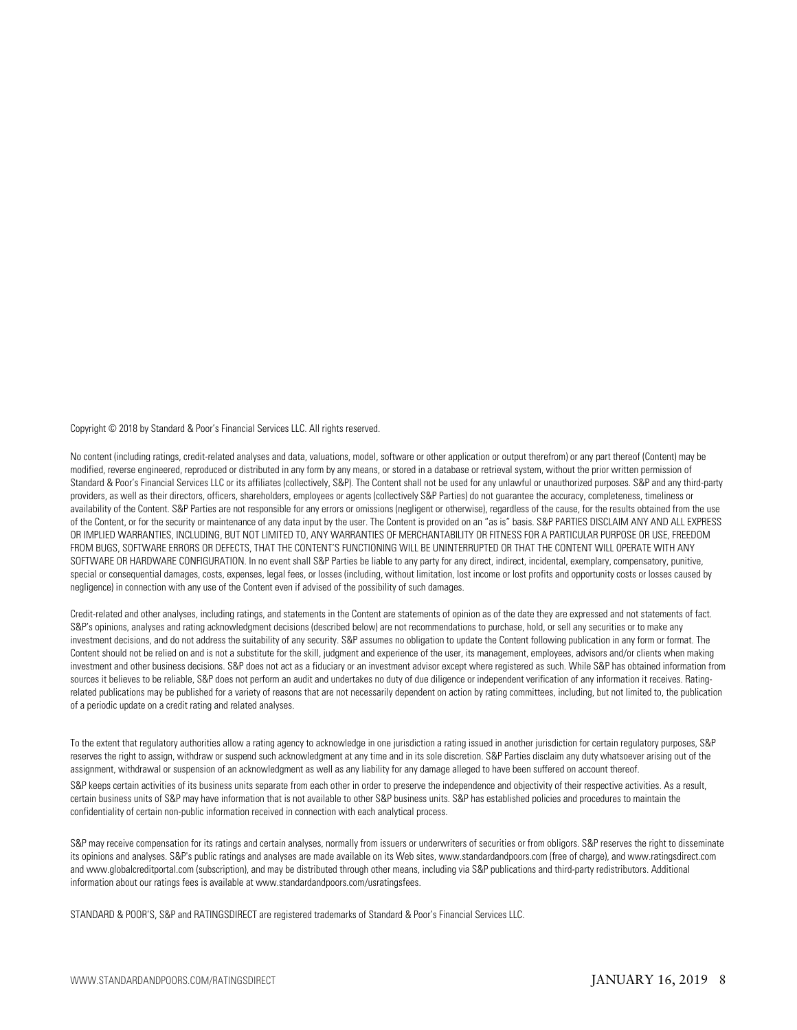Copyright © 2018 by Standard & Poor's Financial Services LLC. All rights reserved.

No content (including ratings, credit-related analyses and data, valuations, model, software or other application or output therefrom) or any part thereof (Content) may be modified, reverse engineered, reproduced or distributed in any form by any means, or stored in a database or retrieval system, without the prior written permission of Standard & Poor's Financial Services LLC or its affiliates (collectively, S&P). The Content shall not be used for any unlawful or unauthorized purposes. S&P and any third-party providers, as well as their directors, officers, shareholders, employees or agents (collectively S&P Parties) do not guarantee the accuracy, completeness, timeliness or availability of the Content. S&P Parties are not responsible for any errors or omissions (negligent or otherwise), regardless of the cause, for the results obtained from the use of the Content, or for the security or maintenance of any data input by the user. The Content is provided on an "as is" basis. S&P PARTIES DISCLAIM ANY AND ALL EXPRESS OR IMPLIED WARRANTIES, INCLUDING, BUT NOT LIMITED TO, ANY WARRANTIES OF MERCHANTABILITY OR FITNESS FOR A PARTICULAR PURPOSE OR USE, FREEDOM FROM BUGS, SOFTWARE ERRORS OR DEFECTS, THAT THE CONTENT'S FUNCTIONING WILL BE UNINTERRUPTED OR THAT THE CONTENT WILL OPERATE WITH ANY SOFTWARE OR HARDWARE CONFIGURATION. In no event shall S&P Parties be liable to any party for any direct, indirect, incidental, exemplary, compensatory, punitive, special or consequential damages, costs, expenses, legal fees, or losses (including, without limitation, lost income or lost profits and opportunity costs or losses caused by negligence) in connection with any use of the Content even if advised of the possibility of such damages.

Credit-related and other analyses, including ratings, and statements in the Content are statements of opinion as of the date they are expressed and not statements of fact. S&P's opinions, analyses and rating acknowledgment decisions (described below) are not recommendations to purchase, hold, or sell any securities or to make any investment decisions, and do not address the suitability of any security. S&P assumes no obligation to update the Content following publication in any form or format. The Content should not be relied on and is not a substitute for the skill, judgment and experience of the user, its management, employees, advisors and/or clients when making investment and other business decisions. S&P does not act as a fiduciary or an investment advisor except where registered as such. While S&P has obtained information from sources it believes to be reliable, S&P does not perform an audit and undertakes no duty of due diligence or independent verification of any information it receives. Rating-related publications may be published for a variety of reasons that are not necessarily dependent on action by rating committees, including, but not limited to, the publication of a periodic update on a credit rating and related analyses.

To the extent that regulatory authorities allow a rating agency to acknowledge in one jurisdiction a rating issued in another jurisdiction for certain regulatory purposes, S&P reserves the right to assign, withdraw or suspend such acknowledgment at any time and in its sole discretion. S&P Parties disclaim any duty whatsoever arising out of the assignment, withdrawal or suspension of an acknowledgment as well as any liability for any damage alleged to have been suffered on account thereof.

S&P keeps certain activities of its business units separate from each other in order to preserve the independence and objectivity of their respective activities. As a result, certain business units of S&P may have information that is not available to other S&P business units. S&P has established policies and procedures to maintain the confidentiality of certain non-public information received in connection with each analytical process.

S&P may receive compensation for its ratings and certain analyses, normally from issuers or underwriters of securities or from obligors. S&P reserves the right to disseminate its opinions and analyses. S&P's public ratings and analyses are made available on its Web sites, www.standardandpoors.com (free of charge), and www.ratingsdirect.com and www.globalcreditportal.com (subscription), and may be distributed through other means, including via S&P publications and third-party redistributors. Additional information about our ratings fees is available at www.standardandpoors.com/usratingsfees.

STANDARD & POOR'S, S&P and RATINGSDIRECT are registered trademarks of Standard & Poor's Financial Services LLC.